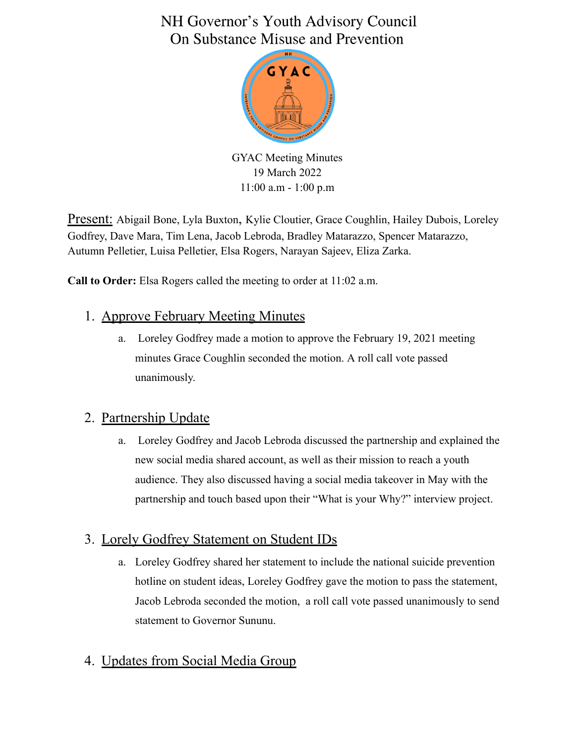# NH Governor's Youth Advisory Council
# On Substance Misuse and Prevention

GYAC Meeting Minutes
19 March 2022
11:00 a.m - 1:00 p.m

Present: Abigail Bone, Lyla Buxton, Kylie Cloutier, Grace Coughlin, Hailey Dubois, Loreley Godfrey, Dave Mara, Tim Lena, Jacob Lebroda, Bradley Matarazzo, Spencer Matarazzo, Autumn Pelletier, Luisa Pelletier, Elsa Rogers, Narayan Sajeev, Eliza Zarka.

**Call to Order:** Elsa Rogers called the meeting to order at 11:02 a.m.

1. Approve February Meeting Minutes
   a. Loreley Godfrey made a motion to approve the February 19, 2021 meeting minutes Grace Coughlin seconded the motion. A roll call vote passed unanimously.

2. Partnership Update
   a. Loreley Godfrey and Jacob Lebroda discussed the partnership and explained the new social media shared account, as well as their mission to reach a youth audience. They also discussed having a social media takeover in May with the partnership and touch based upon their "What is your Why?" interview project.

3. Lorely Godfrey Statement on Student IDs
   a. Loreley Godfrey shared her statement to include the national suicide prevention hotline on student ideas, Loreley Godfrey gave the motion to pass the statement, Jacob Lebroda seconded the motion, a roll call vote passed unanimously to send statement to Governor Sununu.

4. Updates from Social Media Group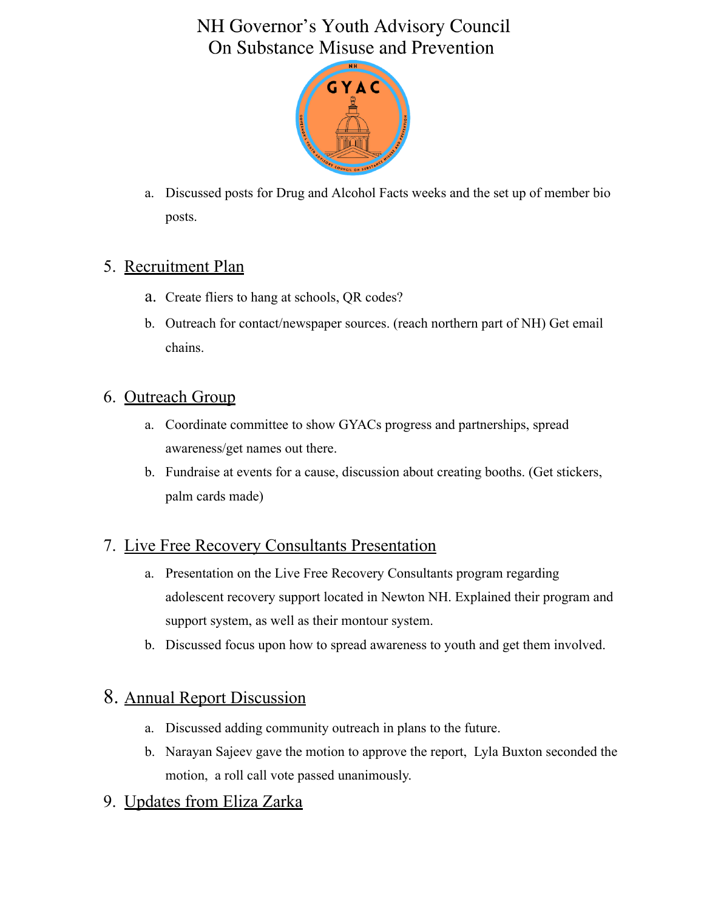a. Discussed posts for Drug and Alcohol Facts weeks and the set up of member bio posts.

5. Recruitment Plan
   a. Create fliers to hang at schools, QR codes?
   b. Outreach for contact/newspaper sources. (reach northern part of NH) Get email chains.

6. Outreach Group
   a. Coordinate committee to show GYACs progress and partnerships, spread awareness/get names out there.
   b. Fundraise at events for a cause, discussion about creating booths. (Get stickers, palm cards made)

7. Live Free Recovery Consultants Presentation
   a. Presentation on the Live Free Recovery Consultants program regarding adolescent recovery support located in Newton NH. Explained their program and support system, as well as their montour system.
   b. Discussed focus upon how to spread awareness to youth and get them involved.

8. Annual Report Discussion
   a. Discussed adding community outreach in plans to the future.
   b. Narayan Sajeev gave the motion to approve the report, Lyla Buxton seconded the motion, a roll call vote passed unanimously.

9. Updates from Eliza Zarka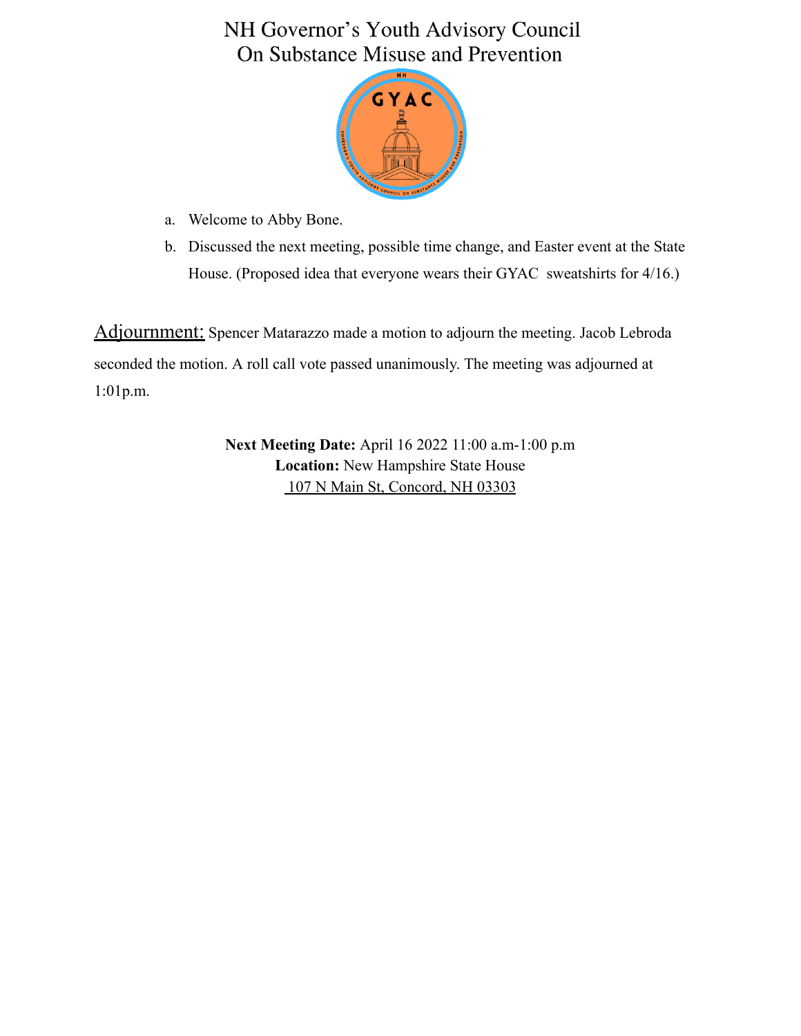NH Governor's Youth Advisory Council
On Substance Misuse and Prevention

a. Welcome to Abby Bone.

b. Discussed the next meeting, possible time change, and Easter event at the State House. (Proposed idea that everyone wears their GYAC sweatshirts for 4/16.)

Adjournment: Spencer Matarazzo made a motion to adjourn the meeting. Jacob Lebroda seconded the motion. A roll call vote passed unanimously. The meeting was adjourned at 1:01p.m.

**Next Meeting Date:** April 16 2022 11:00 a.m-1:00 p.m
**Location:** New Hampshire State House
107 N Main St, Concord, NH 03303